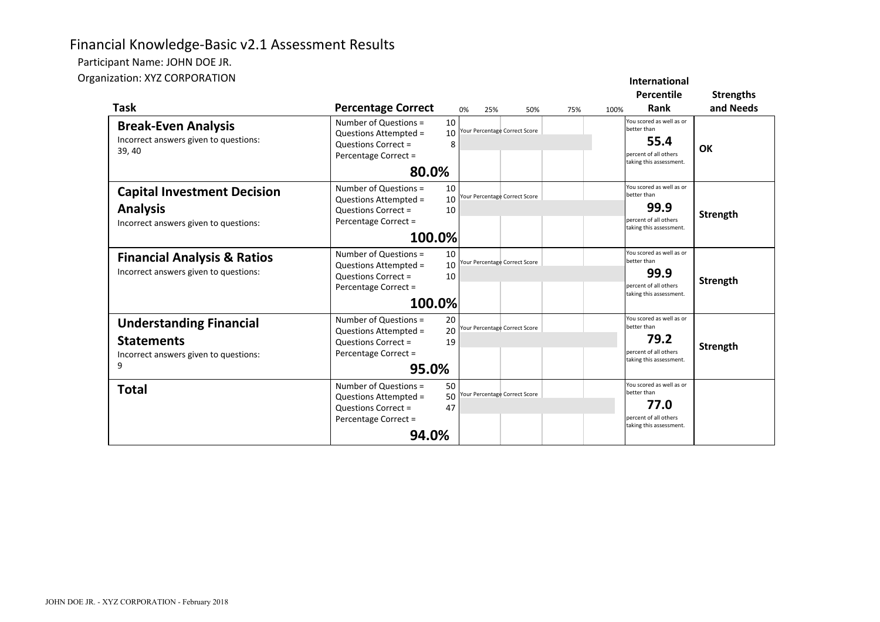# Financial Knowledge-Basic v2.1 Assessment Results

Participant Name: JOHN DOE JR.

Organization: XYZ CORPORATION

| Task | Percentage Correct | 0% 25% 50% 75% 100% | International Percentile Rank | Strengths and Needs |
|---|---|---|---|---|
| **Break-Even Analysis**<br>Incorrect answers given to questions:<br>39, 40 | Number of Questions = 10<br>Questions Attempted = 10<br>Questions Correct = 8<br>Percentage Correct =<br>**80.0%** | Your Percentage Correct Score | You scored as well as or better than<br>**55.4**<br>percent of all others taking this assessment. | **OK** |
| **Capital Investment Decision Analysis**<br>Incorrect answers given to questions: | Number of Questions = 10<br>Questions Attempted = 10<br>Questions Correct = 10<br>Percentage Correct =<br>**100.0%** | Your Percentage Correct Score | You scored as well as or better than<br>**99.9**<br>percent of all others taking this assessment. | **Strength** |
| **Financial Analysis & Ratios**<br>Incorrect answers given to questions: | Number of Questions = 10<br>Questions Attempted = 10<br>Questions Correct = 10<br>Percentage Correct =<br>**100.0%** | Your Percentage Correct Score | You scored as well as or better than<br>**99.9**<br>percent of all others taking this assessment. | **Strength** |
| **Understanding Financial Statements**<br>Incorrect answers given to questions:<br>9 | Number of Questions = 20<br>Questions Attempted = 20<br>Questions Correct = 19<br>Percentage Correct =<br>**95.0%** | Your Percentage Correct Score | You scored as well as or better than<br>**79.2**<br>percent of all others taking this assessment. | **Strength** |
| **Total** | Number of Questions = 50<br>Questions Attempted = 50<br>Questions Correct = 47<br>Percentage Correct =<br>**94.0%** | Your Percentage Correct Score | You scored as well as or better than<br>**77.0**<br>percent of all others taking this assessment. | |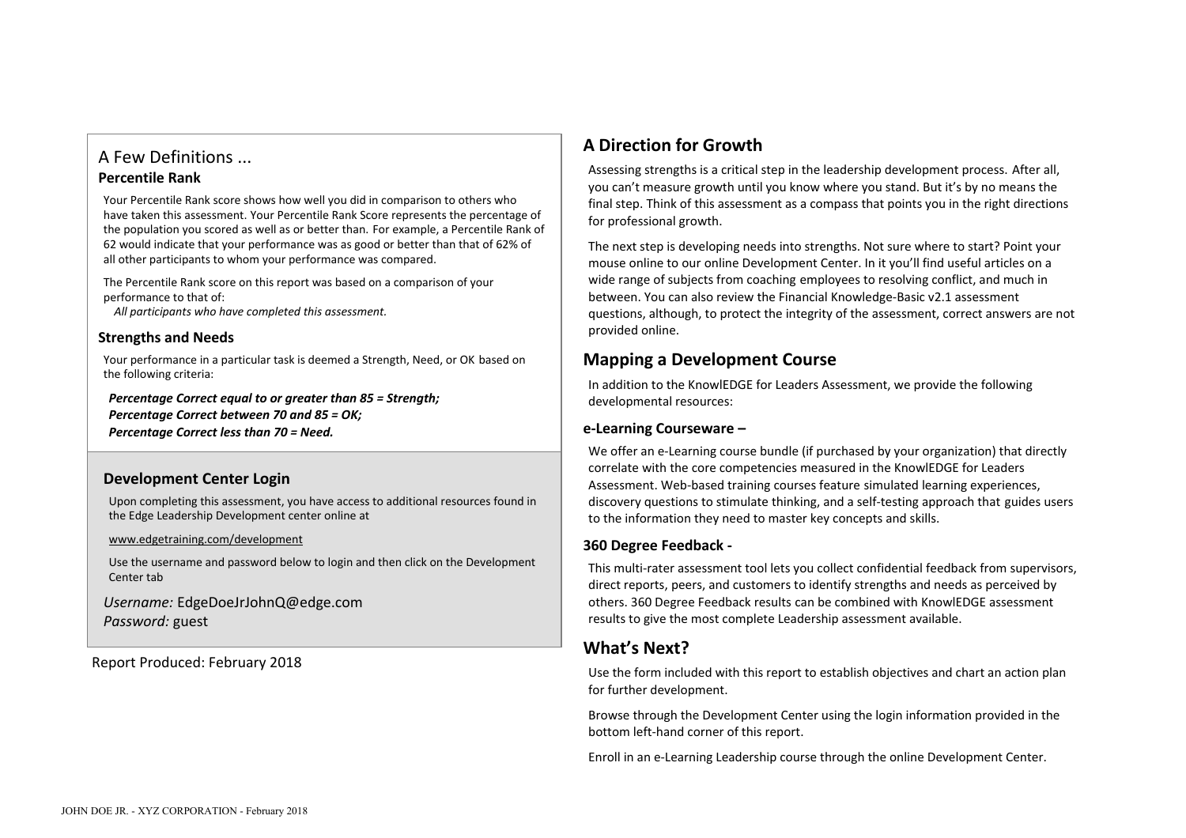## A Few Definitions ...

### Percentile Rank

Your Percentile Rank score shows how well you did in comparison to others who have taken this assessment. Your Percentile Rank Score represents the percentage of the population you scored as well as or better than. For example, a Percentile Rank of 62 would indicate that your performance was as good or better than that of 62% of all other participants to whom your performance was compared.

The Percentile Rank score on this report was based on a comparison of your performance to that of:

*All participants who have completed this assessment.*

### Strengths and Needs

Your performance in a particular task is deemed a Strength, Need, or OK based on the following criteria:

***Percentage Correct equal to or greater than 85 = Strength;***
***Percentage Correct between 70 and 85 = OK;***
***Percentage Correct less than 70 = Need.***

### Development Center Login

Upon completing this assessment, you have access to additional resources found in the Edge Leadership Development center online at

www.edgetraining.com/development

Use the username and password below to login and then click on the Development Center tab

*Username:* EdgeDoeJrJohnQ@edge.com
*Password:* guest

Report Produced: February 2018

## A Direction for Growth

Assessing strengths is a critical step in the leadership development process. After all, you can't measure growth until you know where you stand. But it's by no means the final step. Think of this assessment as a compass that points you in the right directions for professional growth.

The next step is developing needs into strengths. Not sure where to start? Point your mouse online to our online Development Center. In it you'll find useful articles on a wide range of subjects from coaching employees to resolving conflict, and much in between. You can also review the Financial Knowledge-Basic v2.1 assessment questions, although, to protect the integrity of the assessment, correct answers are not provided online.

## Mapping a Development Course

In addition to the KnowlEDGE for Leaders Assessment, we provide the following developmental resources:

### e-Learning Courseware –

We offer an e-Learning course bundle (if purchased by your organization) that directly correlate with the core competencies measured in the KnowlEDGE for Leaders Assessment. Web-based training courses feature simulated learning experiences, discovery questions to stimulate thinking, and a self-testing approach that guides users to the information they need to master key concepts and skills.

### 360 Degree Feedback -

This multi-rater assessment tool lets you collect confidential feedback from supervisors, direct reports, peers, and customers to identify strengths and needs as perceived by others. 360 Degree Feedback results can be combined with KnowlEDGE assessment results to give the most complete Leadership assessment available.

## What's Next?

Use the form included with this report to establish objectives and chart an action plan for further development.

Browse through the Development Center using the login information provided in the bottom left-hand corner of this report.

Enroll in an e-Learning Leadership course through the online Development Center.